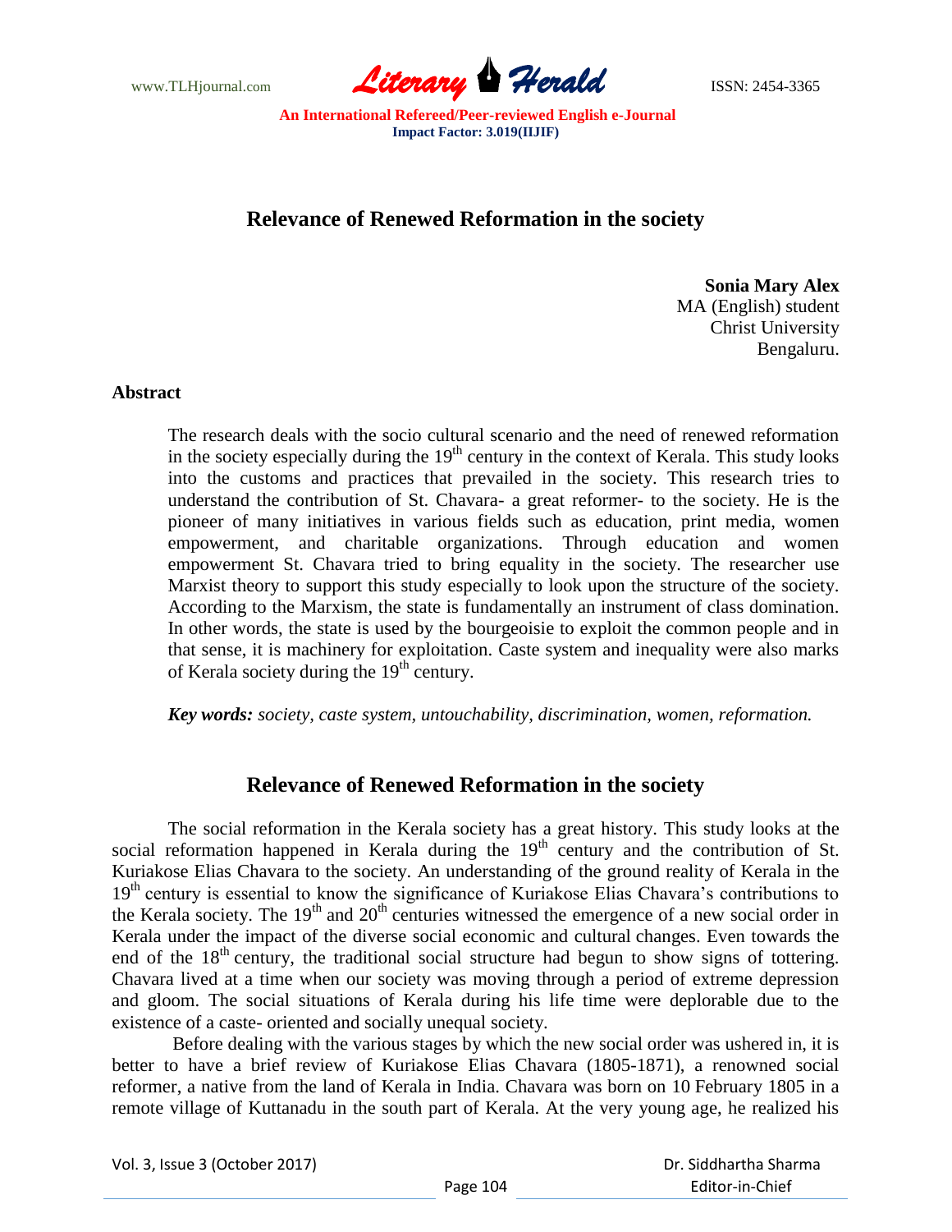# Relevance of Renewed Reformation in the society

**Sonia Mary Alex**
MA (English) student
Christ University
Bengaluru.

## Abstract

The research deals with the socio cultural scenario and the need of renewed reformation in the society especially during the 19th century in the context of Kerala. This study looks into the customs and practices that prevailed in the society. This research tries to understand the contribution of St. Chavara- a great reformer- to the society. He is the pioneer of many initiatives in various fields such as education, print media, women empowerment, and charitable organizations. Through education and women empowerment St. Chavara tried to bring equality in the society. The researcher use Marxist theory to support this study especially to look upon the structure of the society. According to the Marxism, the state is fundamentally an instrument of class domination. In other words, the state is used by the bourgeoisie to exploit the common people and in that sense, it is machinery for exploitation. Caste system and inequality were also marks of Kerala society during the 19th century.

***Key words:*** *society, caste system, untouchability, discrimination, women, reformation.*

## Relevance of Renewed Reformation in the society

The social reformation in the Kerala society has a great history. This study looks at the social reformation happened in Kerala during the 19th century and the contribution of St. Kuriakose Elias Chavara to the society. An understanding of the ground reality of Kerala in the 19th century is essential to know the significance of Kuriakose Elias Chavara's contributions to the Kerala society. The 19th and 20th centuries witnessed the emergence of a new social order in Kerala under the impact of the diverse social economic and cultural changes. Even towards the end of the 18th century, the traditional social structure had begun to show signs of tottering. Chavara lived at a time when our society was moving through a period of extreme depression and gloom. The social situations of Kerala during his life time were deplorable due to the existence of a caste- oriented and socially unequal society.

Before dealing with the various stages by which the new social order was ushered in, it is better to have a brief review of Kuriakose Elias Chavara (1805-1871), a renowned social reformer, a native from the land of Kerala in India. Chavara was born on 10 February 1805 in a remote village of Kuttanadu in the south part of Kerala. At the very young age, he realized his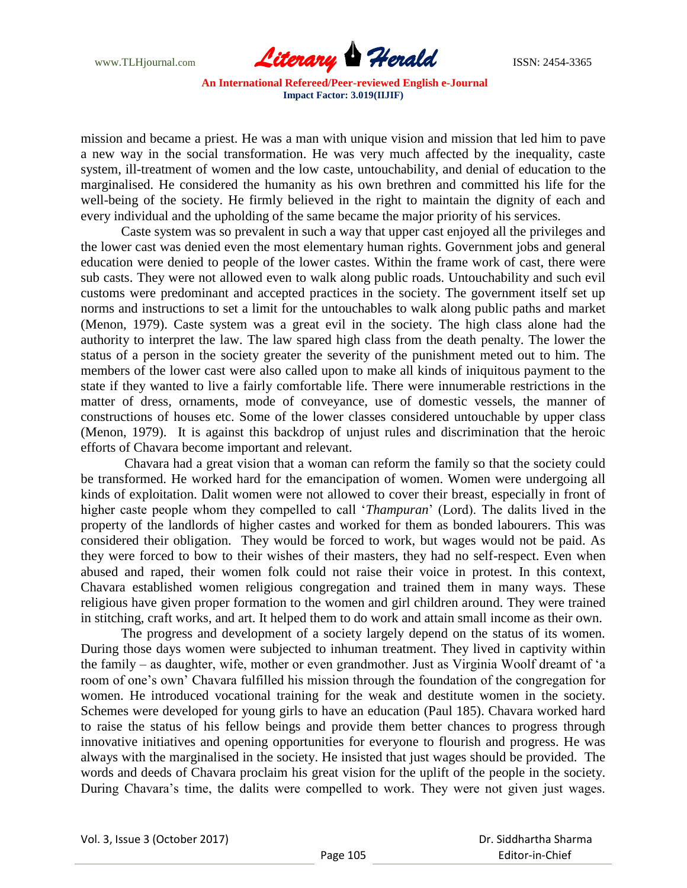mission and became a priest. He was a man with unique vision and mission that led him to pave a new way in the social transformation. He was very much affected by the inequality, caste system, ill-treatment of women and the low caste, untouchability, and denial of education to the marginalised. He considered the humanity as his own brethren and committed his life for the well-being of the society. He firmly believed in the right to maintain the dignity of each and every individual and the upholding of the same became the major priority of his services.

Caste system was so prevalent in such a way that upper cast enjoyed all the privileges and the lower cast was denied even the most elementary human rights. Government jobs and general education were denied to people of the lower castes. Within the frame work of cast, there were sub casts. They were not allowed even to walk along public roads. Untouchability and such evil customs were predominant and accepted practices in the society. The government itself set up norms and instructions to set a limit for the untouchables to walk along public paths and market (Menon, 1979). Caste system was a great evil in the society. The high class alone had the authority to interpret the law. The law spared high class from the death penalty. The lower the status of a person in the society greater the severity of the punishment meted out to him. The members of the lower cast were also called upon to make all kinds of iniquitous payment to the state if they wanted to live a fairly comfortable life. There were innumerable restrictions in the matter of dress, ornaments, mode of conveyance, use of domestic vessels, the manner of constructions of houses etc. Some of the lower classes considered untouchable by upper class (Menon, 1979). It is against this backdrop of unjust rules and discrimination that the heroic efforts of Chavara become important and relevant.

Chavara had a great vision that a woman can reform the family so that the society could be transformed. He worked hard for the emancipation of women. Women were undergoing all kinds of exploitation. Dalit women were not allowed to cover their breast, especially in front of higher caste people whom they compelled to call '*Thampuran*' (Lord). The dalits lived in the property of the landlords of higher castes and worked for them as bonded labourers. This was considered their obligation. They would be forced to work, but wages would not be paid. As they were forced to bow to their wishes of their masters, they had no self-respect. Even when abused and raped, their women folk could not raise their voice in protest. In this context, Chavara established women religious congregation and trained them in many ways. These religious have given proper formation to the women and girl children around. They were trained in stitching, craft works, and art. It helped them to do work and attain small income as their own.

The progress and development of a society largely depend on the status of its women. During those days women were subjected to inhuman treatment. They lived in captivity within the family – as daughter, wife, mother or even grandmother. Just as Virginia Woolf dreamt of 'a room of one's own' Chavara fulfilled his mission through the foundation of the congregation for women. He introduced vocational training for the weak and destitute women in the society. Schemes were developed for young girls to have an education (Paul 185). Chavara worked hard to raise the status of his fellow beings and provide them better chances to progress through innovative initiatives and opening opportunities for everyone to flourish and progress. He was always with the marginalised in the society. He insisted that just wages should be provided. The words and deeds of Chavara proclaim his great vision for the uplift of the people in the society. During Chavara's time, the dalits were compelled to work. They were not given just wages.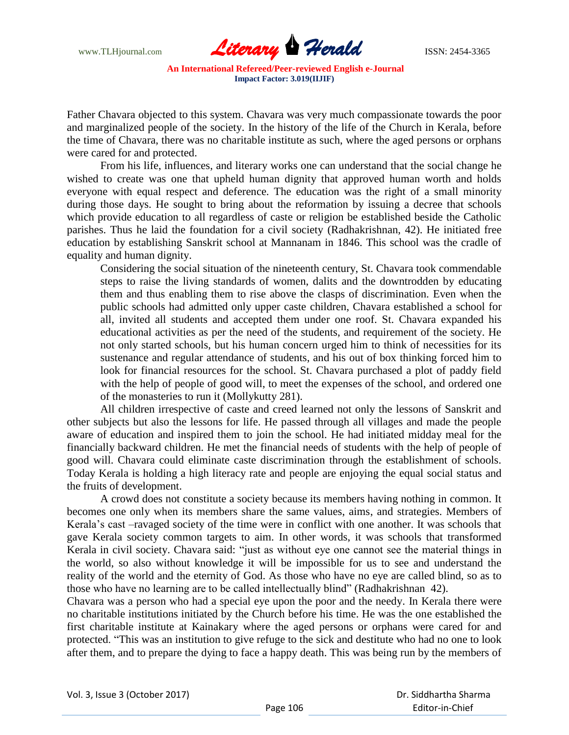Father Chavara objected to this system. Chavara was very much compassionate towards the poor and marginalized people of the society. In the history of the life of the Church in Kerala, before the time of Chavara, there was no charitable institute as such, where the aged persons or orphans were cared for and protected.

From his life, influences, and literary works one can understand that the social change he wished to create was one that upheld human dignity that approved human worth and holds everyone with equal respect and deference. The education was the right of a small minority during those days. He sought to bring about the reformation by issuing a decree that schools which provide education to all regardless of caste or religion be established beside the Catholic parishes. Thus he laid the foundation for a civil society (Radhakrishnan, 42). He initiated free education by establishing Sanskrit school at Mannanam in 1846. This school was the cradle of equality and human dignity.

> Considering the social situation of the nineteenth century, St. Chavara took commendable steps to raise the living standards of women, dalits and the downtrodden by educating them and thus enabling them to rise above the clasps of discrimination. Even when the public schools had admitted only upper caste children, Chavara established a school for all, invited all students and accepted them under one roof. St. Chavara expanded his educational activities as per the need of the students, and requirement of the society. He not only started schools, but his human concern urged him to think of necessities for its sustenance and regular attendance of students, and his out of box thinking forced him to look for financial resources for the school. St. Chavara purchased a plot of paddy field with the help of people of good will, to meet the expenses of the school, and ordered one of the monasteries to run it (Mollykutty 281).

All children irrespective of caste and creed learned not only the lessons of Sanskrit and other subjects but also the lessons for life. He passed through all villages and made the people aware of education and inspired them to join the school. He had initiated midday meal for the financially backward children. He met the financial needs of students with the help of people of good will. Chavara could eliminate caste discrimination through the establishment of schools. Today Kerala is holding a high literacy rate and people are enjoying the equal social status and the fruits of development.

A crowd does not constitute a society because its members having nothing in common. It becomes one only when its members share the same values, aims, and strategies. Members of Kerala's cast –ravaged society of the time were in conflict with one another. It was schools that gave Kerala society common targets to aim. In other words, it was schools that transformed Kerala in civil society. Chavara said: "just as without eye one cannot see the material things in the world, so also without knowledge it will be impossible for us to see and understand the reality of the world and the eternity of God. As those who have no eye are called blind, so as to those who have no learning are to be called intellectually blind" (Radhakrishnan 42).

Chavara was a person who had a special eye upon the poor and the needy. In Kerala there were no charitable institutions initiated by the Church before his time. He was the one established the first charitable institute at Kainakary where the aged persons or orphans were cared for and protected. "This was an institution to give refuge to the sick and destitute who had no one to look after them, and to prepare the dying to face a happy death. This was being run by the members of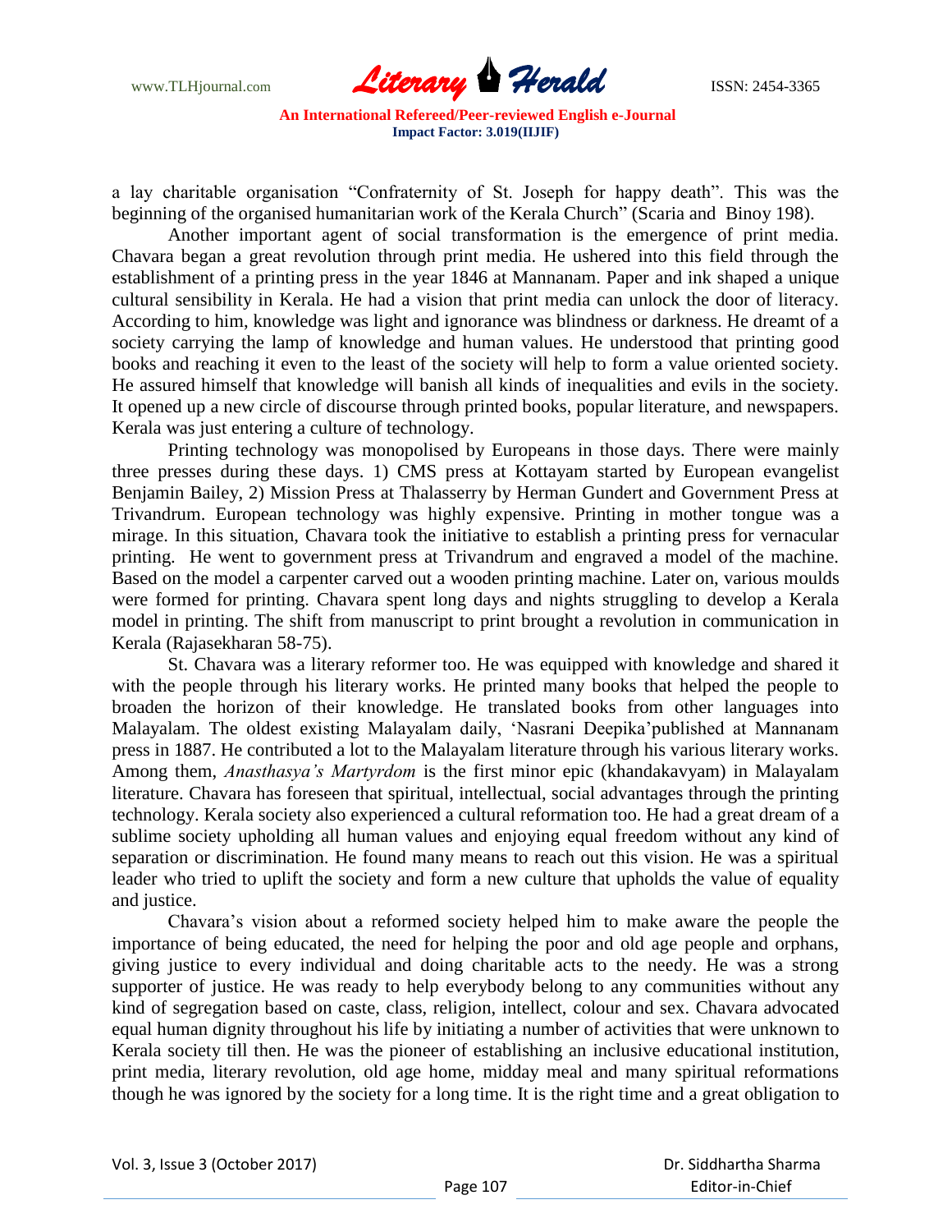a lay charitable organisation "Confraternity of St. Joseph for happy death". This was the beginning of the organised humanitarian work of the Kerala Church" (Scaria and Binoy 198).

Another important agent of social transformation is the emergence of print media. Chavara began a great revolution through print media. He ushered into this field through the establishment of a printing press in the year 1846 at Mannanam. Paper and ink shaped a unique cultural sensibility in Kerala. He had a vision that print media can unlock the door of literacy. According to him, knowledge was light and ignorance was blindness or darkness. He dreamt of a society carrying the lamp of knowledge and human values. He understood that printing good books and reaching it even to the least of the society will help to form a value oriented society. He assured himself that knowledge will banish all kinds of inequalities and evils in the society. It opened up a new circle of discourse through printed books, popular literature, and newspapers. Kerala was just entering a culture of technology.

Printing technology was monopolised by Europeans in those days. There were mainly three presses during these days. 1) CMS press at Kottayam started by European evangelist Benjamin Bailey, 2) Mission Press at Thalasserry by Herman Gundert and Government Press at Trivandrum. European technology was highly expensive. Printing in mother tongue was a mirage. In this situation, Chavara took the initiative to establish a printing press for vernacular printing. He went to government press at Trivandrum and engraved a model of the machine. Based on the model a carpenter carved out a wooden printing machine. Later on, various moulds were formed for printing. Chavara spent long days and nights struggling to develop a Kerala model in printing. The shift from manuscript to print brought a revolution in communication in Kerala (Rajasekharan 58-75).

St. Chavara was a literary reformer too. He was equipped with knowledge and shared it with the people through his literary works. He printed many books that helped the people to broaden the horizon of their knowledge. He translated books from other languages into Malayalam. The oldest existing Malayalam daily, 'Nasrani Deepika'published at Mannanam press in 1887. He contributed a lot to the Malayalam literature through his various literary works. Among them, *Anasthasya's Martyrdom* is the first minor epic (khandakavyam) in Malayalam literature. Chavara has foreseen that spiritual, intellectual, social advantages through the printing technology. Kerala society also experienced a cultural reformation too. He had a great dream of a sublime society upholding all human values and enjoying equal freedom without any kind of separation or discrimination. He found many means to reach out this vision. He was a spiritual leader who tried to uplift the society and form a new culture that upholds the value of equality and justice.

Chavara's vision about a reformed society helped him to make aware the people the importance of being educated, the need for helping the poor and old age people and orphans, giving justice to every individual and doing charitable acts to the needy. He was a strong supporter of justice. He was ready to help everybody belong to any communities without any kind of segregation based on caste, class, religion, intellect, colour and sex. Chavara advocated equal human dignity throughout his life by initiating a number of activities that were unknown to Kerala society till then. He was the pioneer of establishing an inclusive educational institution, print media, literary revolution, old age home, midday meal and many spiritual reformations though he was ignored by the society for a long time. It is the right time and a great obligation to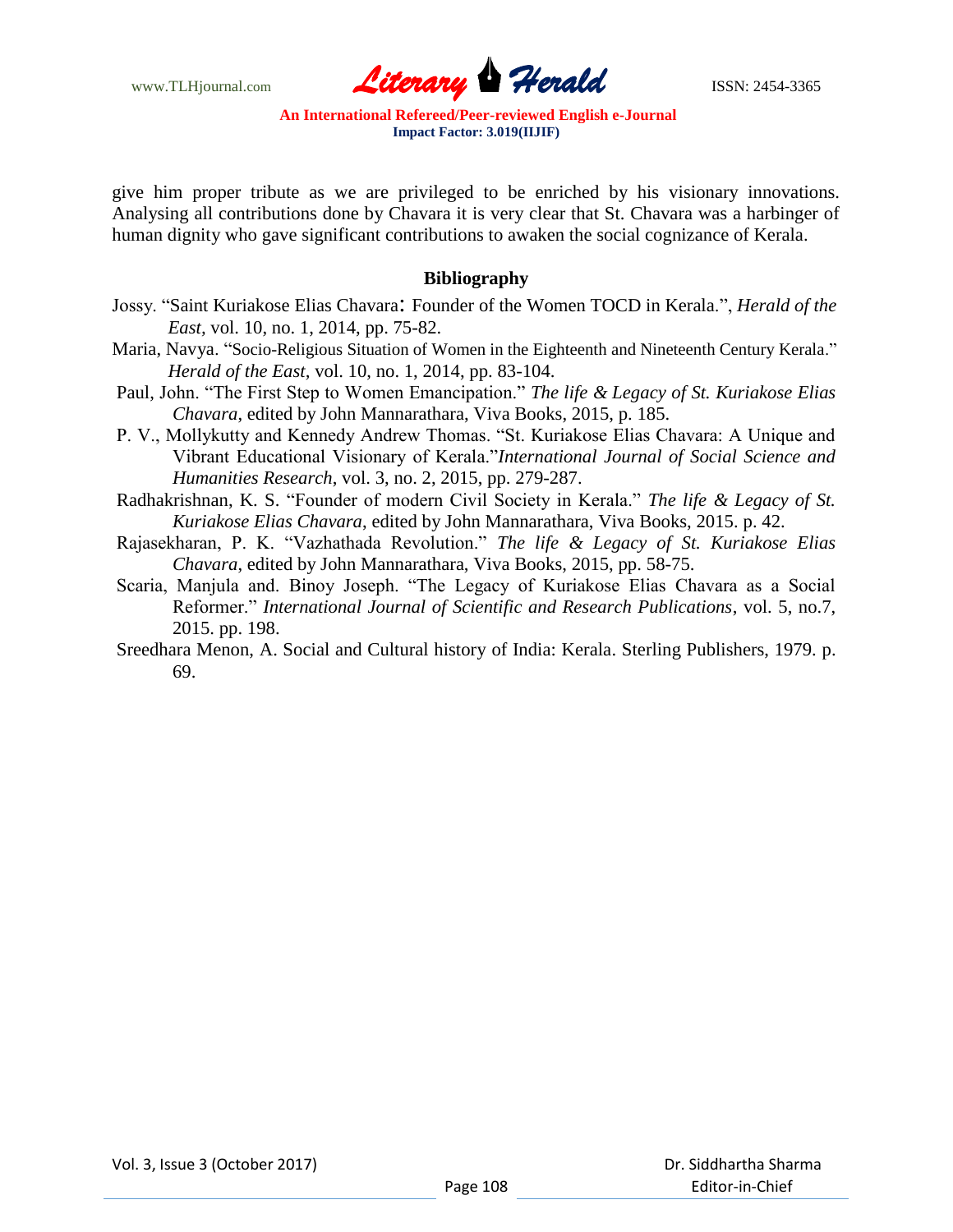give him proper tribute as we are privileged to be enriched by his visionary innovations. Analysing all contributions done by Chavara it is very clear that St. Chavara was a harbinger of human dignity who gave significant contributions to awaken the social cognizance of Kerala.

## Bibliography

Jossy. "Saint Kuriakose Elias Chavara: Founder of the Women TOCD in Kerala.", *Herald of the East,* vol. 10, no. 1, 2014, pp. 75-82.

Maria, Navya. "Socio-Religious Situation of Women in the Eighteenth and Nineteenth Century Kerala." *Herald of the East,* vol. 10, no. 1, 2014, pp. 83-104.

Paul, John. "The First Step to Women Emancipation." *The life & Legacy of St. Kuriakose Elias Chavara*, edited by John Mannarathara, Viva Books, 2015, p. 185.

P. V., Mollykutty and Kennedy Andrew Thomas. "St. Kuriakose Elias Chavara: A Unique and Vibrant Educational Visionary of Kerala."*International Journal of Social Science and Humanities Research*, vol. 3, no. 2, 2015, pp. 279-287.

Radhakrishnan, K. S. "Founder of modern Civil Society in Kerala." *The life & Legacy of St. Kuriakose Elias Chavara*, edited by John Mannarathara, Viva Books, 2015. p. 42.

Rajasekharan, P. K. "Vazhathada Revolution." *The life & Legacy of St. Kuriakose Elias Chavara*, edited by John Mannarathara, Viva Books, 2015, pp. 58-75.

Scaria, Manjula and. Binoy Joseph. "The Legacy of Kuriakose Elias Chavara as a Social Reformer." *International Journal of Scientific and Research Publications*, vol. 5, no.7, 2015. pp. 198.

Sreedhara Menon, A. Social and Cultural history of India: Kerala. Sterling Publishers, 1979. p. 69.